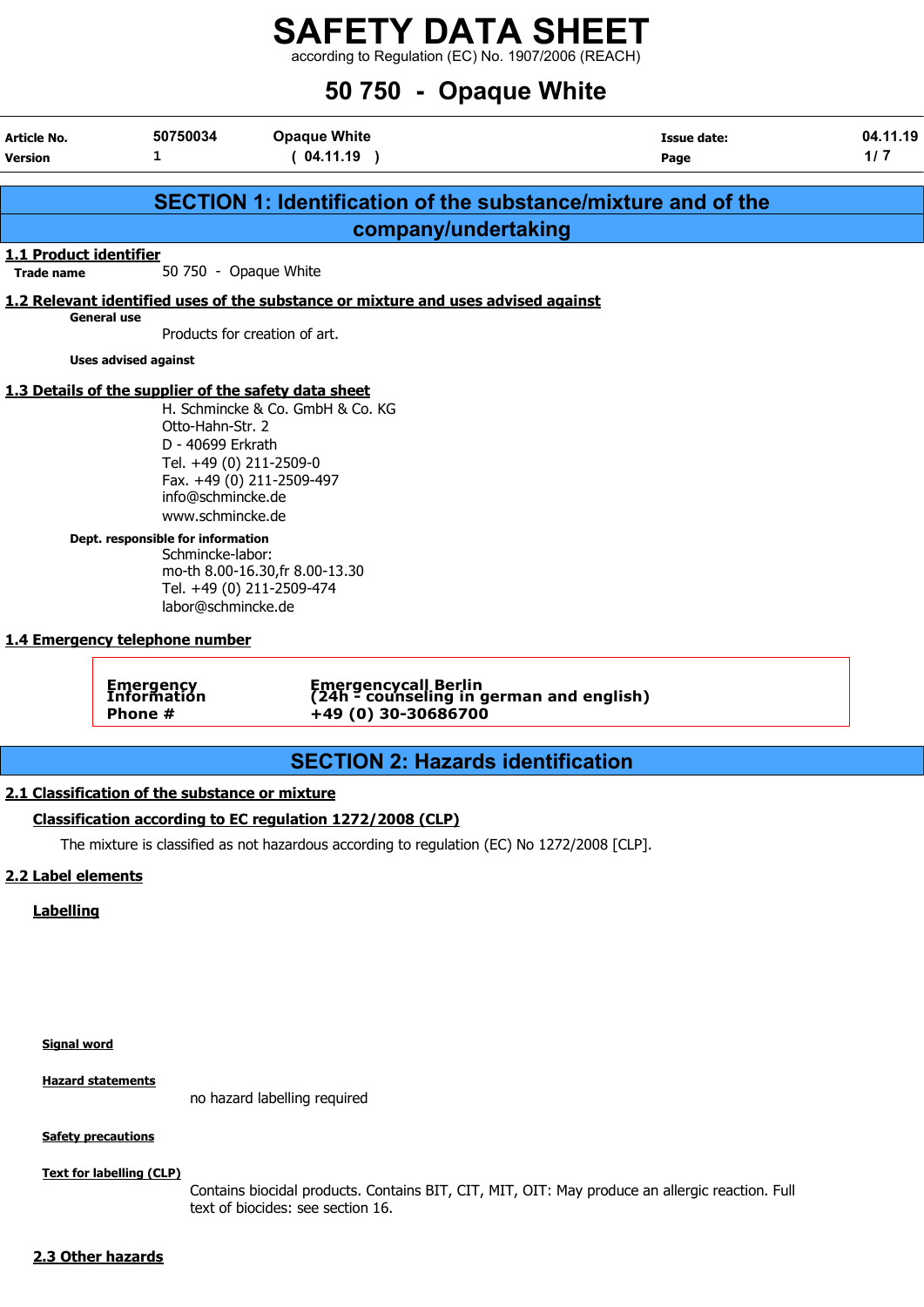# SAFETY DATA SHEET

according to Regulation (EC) No. 1907/2006 (REACH)

# 50 750 - Opaque White

| Article No. | 50750034 | Opaque White | Issue date: | 04.11.19 |
|---|---|---|---|---|
| Version | 1 | ( 04.11.19 ) | Page | 1/ 7 |

## SECTION 1: Identification of the substance/mixture and of the company/undertaking

### 1.1 Product identifier

**Trade name** 50 750 - Opaque White

### 1.2 Relevant identified uses of the substance or mixture and uses advised against

**General use**

Products for creation of art.

**Uses advised against**

### 1.3 Details of the supplier of the safety data sheet

H. Schmincke & Co. GmbH & Co. KG
Otto-Hahn-Str. 2
D - 40699 Erkrath
Tel. +49 (0) 211-2509-0
Fax. +49 (0) 211-2509-497
info@schmincke.de
www.schmincke.de

**Dept. responsible for information**

Schmincke-labor:
mo-th 8.00-16.30,fr 8.00-13.30
Tel. +49 (0) 211-2509-474
labor@schmincke.de

### 1.4 Emergency telephone number

| | |
|---|---|
| **Emergency Information** | **Emergencycall Berlin (24h - counseling in german and english)** |
| **Phone #** | **+49 (0) 30-30686700** |

## SECTION 2: Hazards identification

### 2.1 Classification of the substance or mixture

#### Classification according to EC regulation 1272/2008 (CLP)

The mixture is classified as not hazardous according to regulation (EC) No 1272/2008 [CLP].

### 2.2 Label elements

#### Labelling

**Signal word**

**Hazard statements**

no hazard labelling required

**Safety precautions**

**Text for labelling (CLP)**

Contains biocidal products. Contains BIT, CIT, MIT, OIT: May produce an allergic reaction. Full text of biocides: see section 16.

### 2.3 Other hazards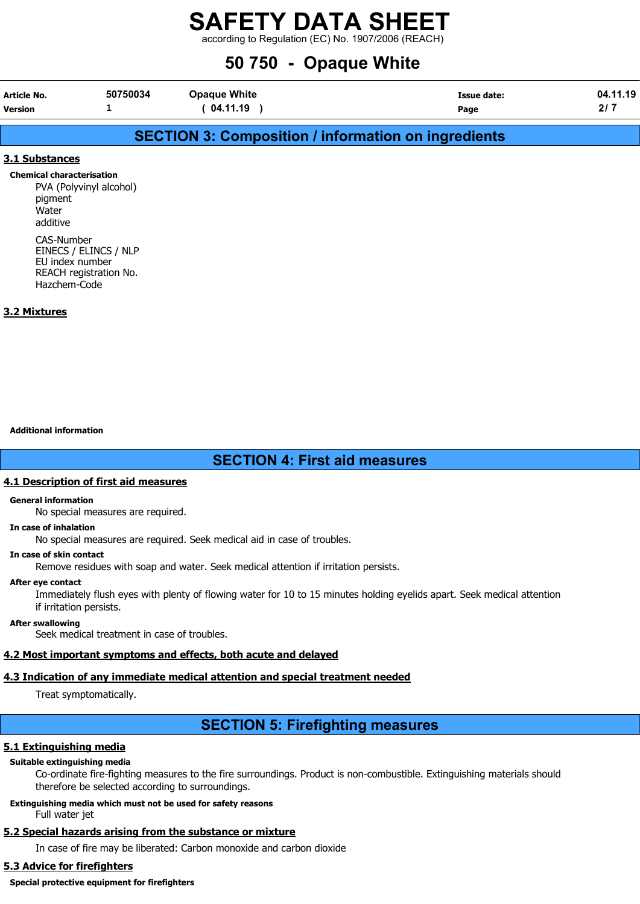## SECTION 3: Composition / information on ingredients

### 3.1 Substances

**Chemical characterisation**

PVA (Polyvinyl alcohol)
pigment
Water
additive

CAS-Number
EINECS / ELINCS / NLP
EU index number
REACH registration No.
Hazchem-Code

### 3.2 Mixtures

**Additional information**

## SECTION 4: First aid measures

### 4.1 Description of first aid measures

**General information**

No special measures are required.

**In case of inhalation**

No special measures are required. Seek medical aid in case of troubles.

**In case of skin contact**

Remove residues with soap and water. Seek medical attention if irritation persists.

**After eye contact**

Immediately flush eyes with plenty of flowing water for 10 to 15 minutes holding eyelids apart. Seek medical attention if irritation persists.

**After swallowing**

Seek medical treatment in case of troubles.

### 4.2 Most important symptoms and effects, both acute and delayed

### 4.3 Indication of any immediate medical attention and special treatment needed

Treat symptomatically.

## SECTION 5: Firefighting measures

### 5.1 Extinguishing media

**Suitable extinguishing media**

Co-ordinate fire-fighting measures to the fire surroundings. Product is non-combustible. Extinguishing materials should therefore be selected according to surroundings.

**Extinguishing media which must not be used for safety reasons**

Full water jet

### 5.2 Special hazards arising from the substance or mixture

In case of fire may be liberated: Carbon monoxide and carbon dioxide

### 5.3 Advice for firefighters

**Special protective equipment for firefighters**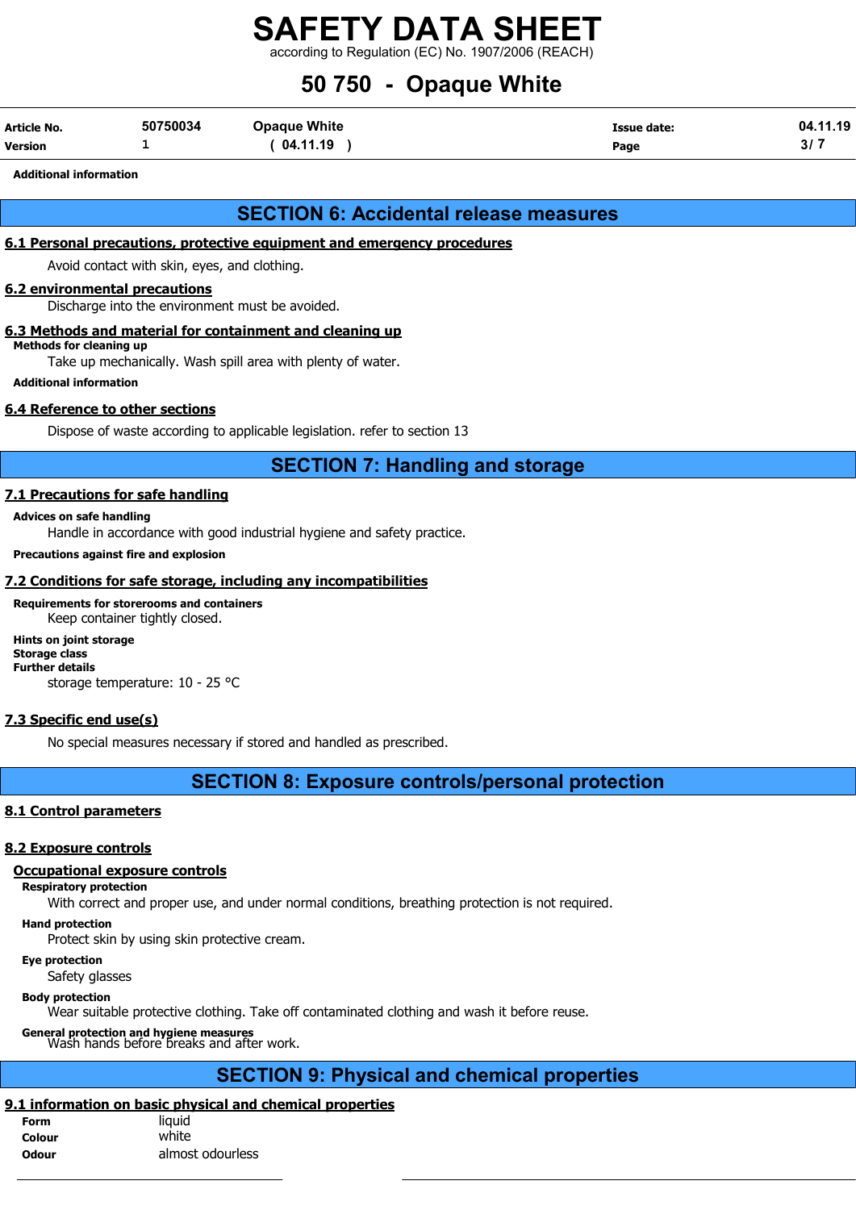**Additional information**

## SECTION 6: Accidental release measures

### 6.1 Personal precautions, protective equipment and emergency procedures

Avoid contact with skin, eyes, and clothing.

### 6.2 environmental precautions

Discharge into the environment must be avoided.

### 6.3 Methods and material for containment and cleaning up

**Methods for cleaning up**

Take up mechanically. Wash spill area with plenty of water.

**Additional information**

### 6.4 Reference to other sections

Dispose of waste according to applicable legislation. refer to section 13

## SECTION 7: Handling and storage

### 7.1 Precautions for safe handling

**Advices on safe handling**

Handle in accordance with good industrial hygiene and safety practice.

**Precautions against fire and explosion**

### 7.2 Conditions for safe storage, including any incompatibilities

**Requirements for storerooms and containers**

Keep container tightly closed.

**Hints on joint storage**

**Storage class**

**Further details**

storage temperature: 10 - 25 °C

### 7.3 Specific end use(s)

No special measures necessary if stored and handled as prescribed.

## SECTION 8: Exposure controls/personal protection

### 8.1 Control parameters

### 8.2 Exposure controls

#### Occupational exposure controls

**Respiratory protection**

With correct and proper use, and under normal conditions, breathing protection is not required.

**Hand protection**

Protect skin by using skin protective cream.

**Eye protection**

Safety glasses

**Body protection**

Wear suitable protective clothing. Take off contaminated clothing and wash it before reuse.

**General protection and hygiene measures**

Wash hands before breaks and after work.

## SECTION 9: Physical and chemical properties

### 9.1 information on basic physical and chemical properties

| | |
|---|---|
| **Form** | liquid |
| **Colour** | white |
| **Odour** | almost odourless |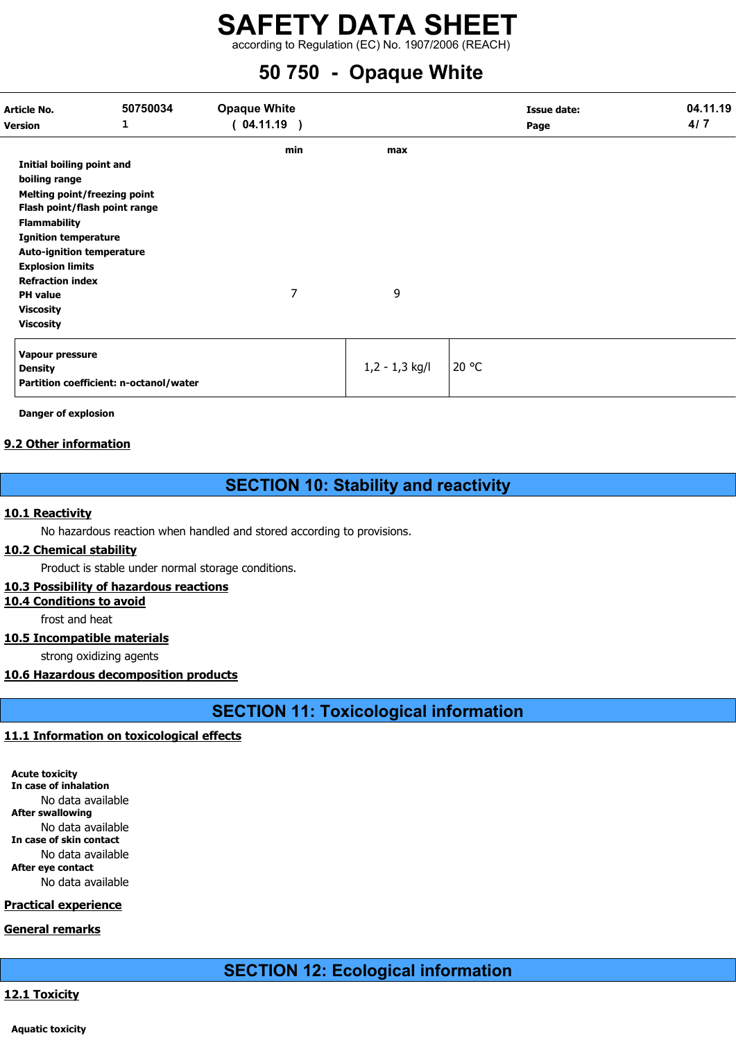| | min | max |
|---|---|---|
| Initial boiling point and boiling range | | |
| Melting point/freezing point | | |
| Flash point/flash point range | | |
| Flammability | | |
| Ignition temperature | | |
| Auto-ignition temperature | | |
| Explosion limits | | |
| Refraction index | | |
| PH value | 7 | 9 |
| Viscosity | | |
| Viscosity | | |

| | | |
|---|---|---|
| **Vapour pressure**<br>**Density**<br>**Partition coefficient: n-octanol/water** | 1,2 - 1,3 kg/l | 20 °C |

**Danger of explosion**

## 9.2 Other information

# SECTION 10: Stability and reactivity

## 10.1 Reactivity

No hazardous reaction when handled and stored according to provisions.

## 10.2 Chemical stability

Product is stable under normal storage conditions.

## 10.3 Possibility of hazardous reactions

## 10.4 Conditions to avoid

frost and heat

## 10.5 Incompatible materials

strong oxidizing agents

## 10.6 Hazardous decomposition products

# SECTION 11: Toxicological information

## 11.1 Information on toxicological effects

**Acute toxicity**

**In case of inhalation**

No data available

**After swallowing**

No data available

**In case of skin contact**

No data available

**After eye contact**

No data available

## Practical experience

## General remarks

# SECTION 12: Ecological information

## 12.1 Toxicity

**Aquatic toxicity**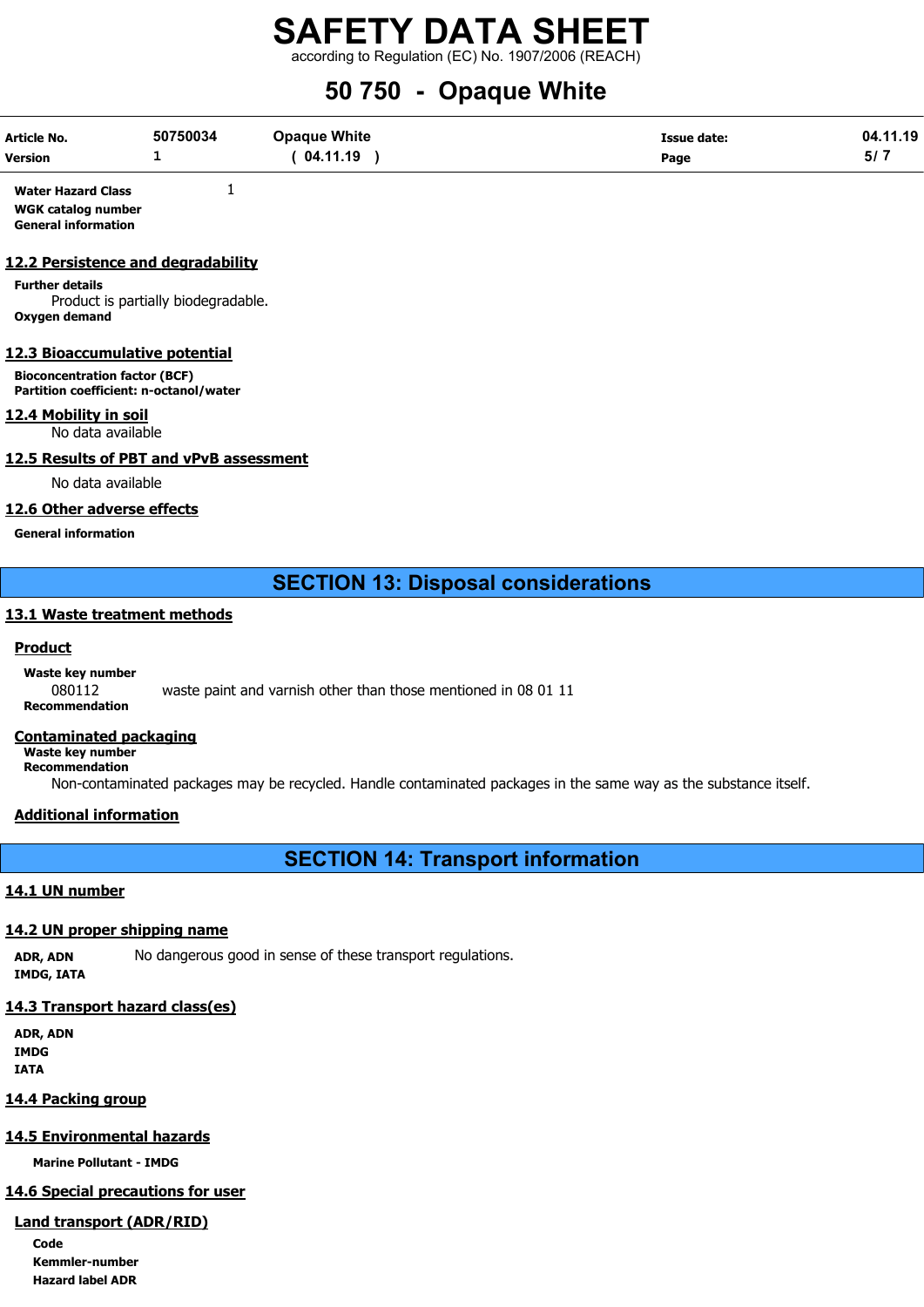**Water Hazard Class** 1

**WGK catalog number**

**General information**

### 12.2 Persistence and degradability

**Further details**

Product is partially biodegradable.

**Oxygen demand**

### 12.3 Bioaccumulative potential

**Bioconcentration factor (BCF)**

**Partition coefficient: n-octanol/water**

### 12.4 Mobility in soil

No data available

### 12.5 Results of PBT and vPvB assessment

No data available

### 12.6 Other adverse effects

**General information**

## SECTION 13: Disposal considerations

### 13.1 Waste treatment methods

#### Product

**Waste key number**

080112 waste paint and varnish other than those mentioned in 08 01 11

**Recommendation**

#### Contaminated packaging

**Waste key number**

**Recommendation**

Non-contaminated packages may be recycled. Handle contaminated packages in the same way as the substance itself.

#### Additional information

## SECTION 14: Transport information

### 14.1 UN number

### 14.2 UN proper shipping name

**ADR, ADN** No dangerous good in sense of these transport regulations.

**IMDG, IATA**

### 14.3 Transport hazard class(es)

**ADR, ADN**

**IMDG**

**IATA**

### 14.4 Packing group

### 14.5 Environmental hazards

**Marine Pollutant - IMDG**

### 14.6 Special precautions for user

#### Land transport (ADR/RID)

**Code**

**Kemmler-number**

**Hazard label ADR**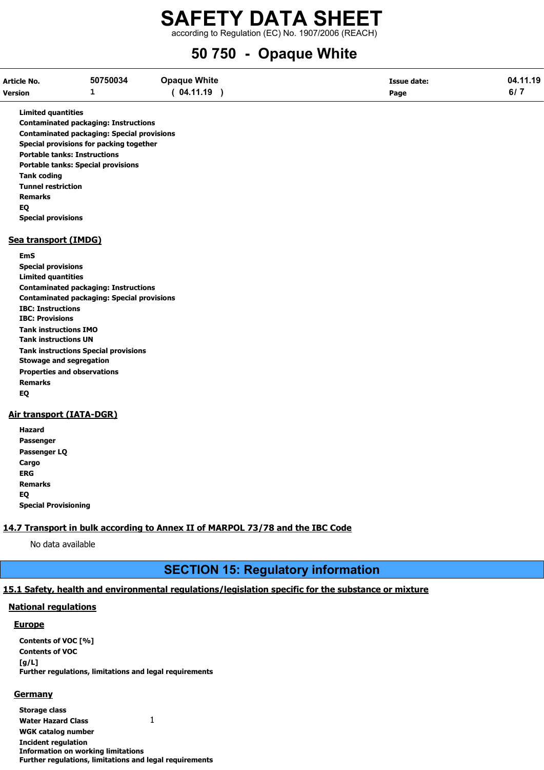**Limited quantities**
**Contaminated packaging: Instructions**
**Contaminated packaging: Special provisions**
**Special provisions for packing together**
**Portable tanks: Instructions**
**Portable tanks: Special provisions**
**Tank coding**
**Tunnel restriction**
**Remarks**
**EQ**
**Special provisions**

### Sea transport (IMDG)

**EmS**
**Special provisions**
**Limited quantities**
**Contaminated packaging: Instructions**
**Contaminated packaging: Special provisions**
**IBC: Instructions**
**IBC: Provisions**
**Tank instructions IMO**
**Tank instructions UN**
**Tank instructions Special provisions**
**Stowage and segregation**
**Properties and observations**
**Remarks**
**EQ**

### Air transport (IATA-DGR)

**Hazard**
**Passenger**
**Passenger LQ**
**Cargo**
**ERG**
**Remarks**
**EQ**
**Special Provisioning**

## 14.7 Transport in bulk according to Annex II of MARPOL 73/78 and the IBC Code

No data available

# SECTION 15: Regulatory information

## 15.1 Safety, health and environmental regulations/legislation specific for the substance or mixture

### National regulations

#### Europe

**Contents of VOC [%]**
**Contents of VOC**
**[g/L]**
**Further regulations, limitations and legal requirements**

#### Germany

**Storage class**
**Water Hazard Class** 1
**WGK catalog number**
**Incident regulation**
**Information on working limitations**
**Further regulations, limitations and legal requirements**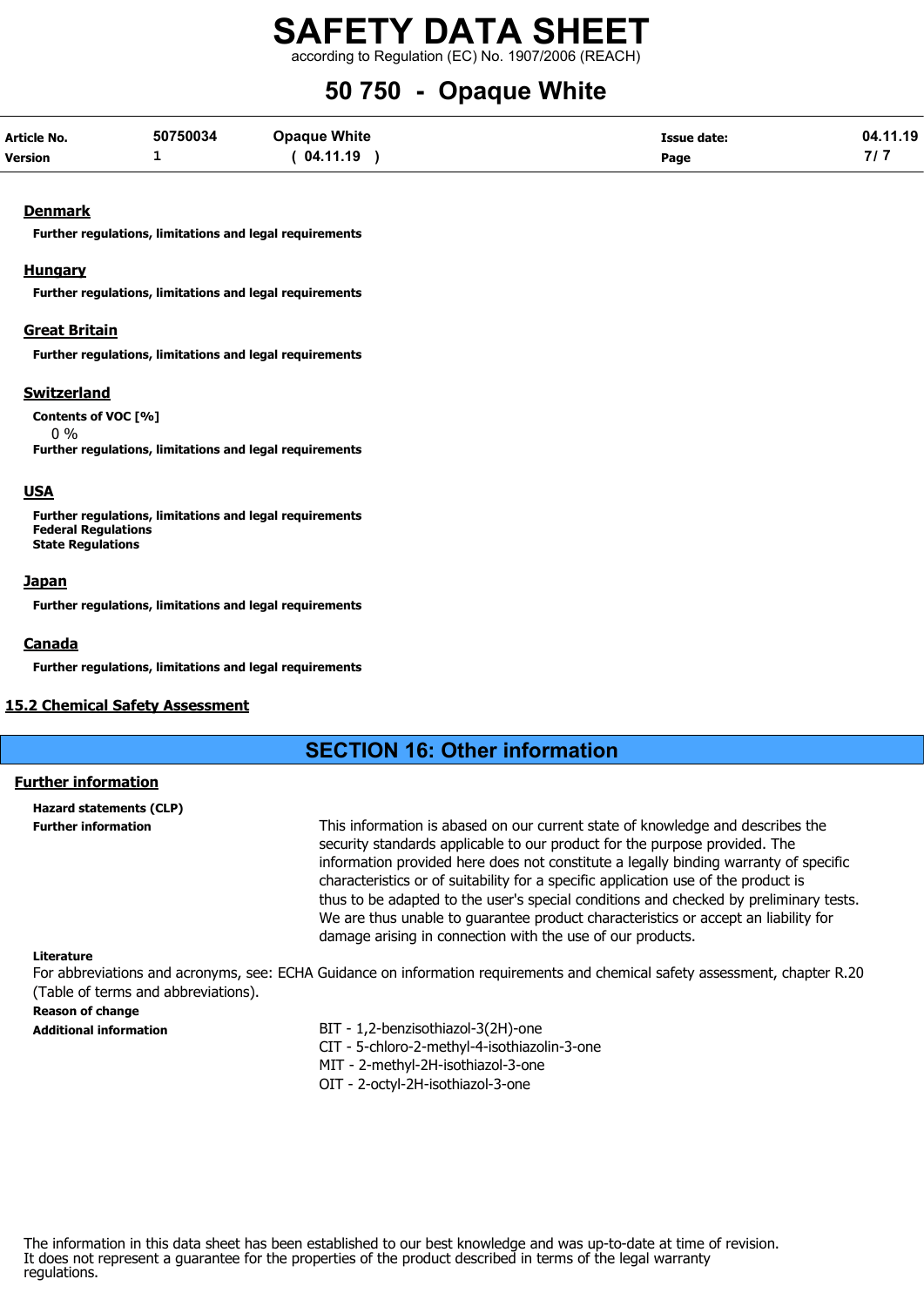#### Denmark

**Further regulations, limitations and legal requirements**

#### Hungary

**Further regulations, limitations and legal requirements**

#### Great Britain

**Further regulations, limitations and legal requirements**

#### Switzerland

**Contents of VOC [%]**

0 %

**Further regulations, limitations and legal requirements**

#### USA

**Further regulations, limitations and legal requirements**
**Federal Regulations**
**State Regulations**

#### Japan

**Further regulations, limitations and legal requirements**

#### Canada

**Further regulations, limitations and legal requirements**

### 15.2 Chemical Safety Assessment

## SECTION 16: Other information

### Further information

**Hazard statements (CLP)**

**Further information**

This information is abased on our current state of knowledge and describes the security standards applicable to our product for the purpose provided. The information provided here does not constitute a legally binding warranty of specific characteristics or of suitability for a specific application use of the product is thus to be adapted to the user's special conditions and checked by preliminary tests. We are thus unable to guarantee product characteristics or accept an liability for damage arising in connection with the use of our products.

**Literature**

For abbreviations and acronyms, see: ECHA Guidance on information requirements and chemical safety assessment, chapter R.20 (Table of terms and abbreviations).

**Reason of change**

**Additional information**

BIT - 1,2-benzisothiazol-3(2H)-one
CIT - 5-chloro-2-methyl-4-isothiazolin-3-one
MIT - 2-methyl-2H-isothiazol-3-one
OIT - 2-octyl-2H-isothiazol-3-one

The information in this data sheet has been established to our best knowledge and was up-to-date at time of revision.
It does not represent a guarantee for the properties of the product described in terms of the legal warranty regulations.